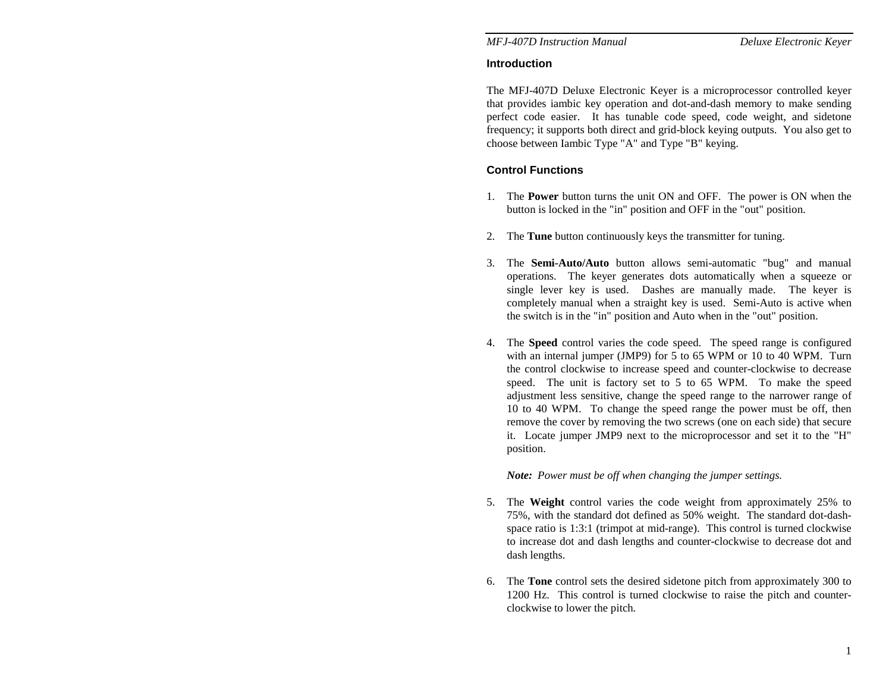## Introduction

The MFJ-407D Deluxe Electronic Keyer is a microprocessor controlled keyer that provides iambic key operation and dot-and-dash memory to make sending perfect code easier. It has tunable code speed, code weight, and sidetone frequency; it supports both direct and grid-block keying outputs. You also get to choose between Iambic Type "A" and Type "B" keying.

## Control Functions

1. The **Power** button turns the unit ON and OFF. The power is ON when the button is locked in the "in" position and OFF in the "out" position.

2. The **Tune** button continuously keys the transmitter for tuning.

3. The **Semi-Auto/Auto** button allows semi-automatic "bug" and manual operations. The keyer generates dots automatically when a squeeze or single lever key is used. Dashes are manually made. The keyer is completely manual when a straight key is used. Semi-Auto is active when the switch is in the "in" position and Auto when in the "out" position.

4. The **Speed** control varies the code speed. The speed range is configured with an internal jumper (JMP9) for 5 to 65 WPM or 10 to 40 WPM. Turn the control clockwise to increase speed and counter-clockwise to decrease speed. The unit is factory set to 5 to 65 WPM. To make the speed adjustment less sensitive, change the speed range to the narrower range of 10 to 40 WPM. To change the speed range the power must be off, then remove the cover by removing the two screws (one on each side) that secure it. Locate jumper JMP9 next to the microprocessor and set it to the "H" position.

   ***Note:*** *Power must be off when changing the jumper settings.*

5. The **Weight** control varies the code weight from approximately 25% to 75%, with the standard dot defined as 50% weight. The standard dot-dash-space ratio is 1:3:1 (trimpot at mid-range). This control is turned clockwise to increase dot and dash lengths and counter-clockwise to decrease dot and dash lengths.

6. The **Tone** control sets the desired sidetone pitch from approximately 300 to 1200 Hz. This control is turned clockwise to raise the pitch and counter-clockwise to lower the pitch.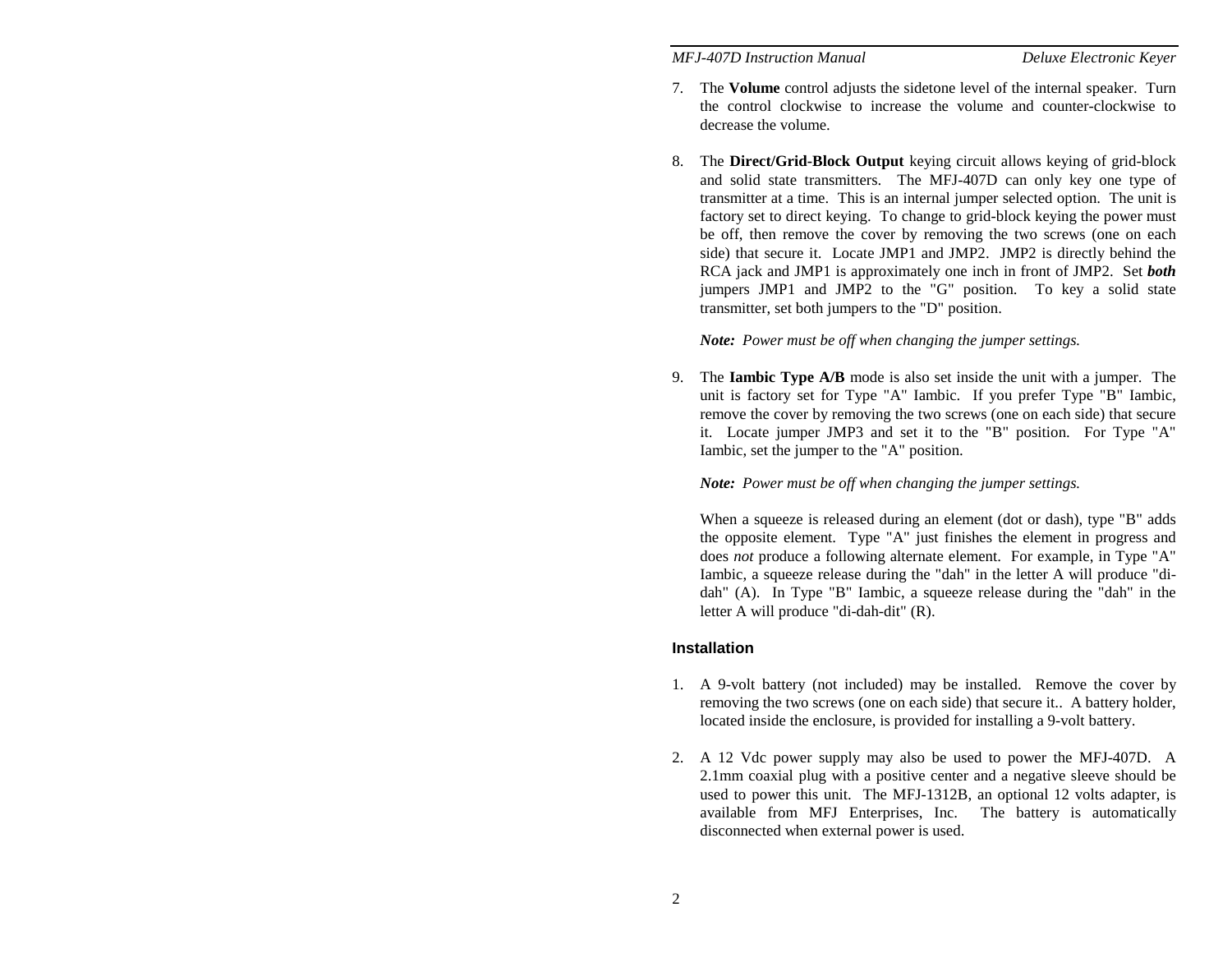7. The **Volume** control adjusts the sidetone level of the internal speaker. Turn the control clockwise to increase the volume and counter-clockwise to decrease the volume.

8. The **Direct/Grid-Block Output** keying circuit allows keying of grid-block and solid state transmitters. The MFJ-407D can only key one type of transmitter at a time. This is an internal jumper selected option. The unit is factory set to direct keying. To change to grid-block keying the power must be off, then remove the cover by removing the two screws (one on each side) that secure it. Locate JMP1 and JMP2. JMP2 is directly behind the RCA jack and JMP1 is approximately one inch in front of JMP2. Set ***both*** jumpers JMP1 and JMP2 to the "G" position. To key a solid state transmitter, set both jumpers to the "D" position.

   ***Note:*** *Power must be off when changing the jumper settings.*

9. The **Iambic Type A/B** mode is also set inside the unit with a jumper. The unit is factory set for Type "A" Iambic. If you prefer Type "B" Iambic, remove the cover by removing the two screws (one on each side) that secure it. Locate jumper JMP3 and set it to the "B" position. For Type "A" Iambic, set the jumper to the "A" position.

   ***Note:*** *Power must be off when changing the jumper settings.*

   When a squeeze is released during an element (dot or dash), type "B" adds the opposite element. Type "A" just finishes the element in progress and does *not* produce a following alternate element. For example, in Type "A" Iambic, a squeeze release during the "dah" in the letter A will produce "di-dah" (A). In Type "B" Iambic, a squeeze release during the "dah" in the letter A will produce "di-dah-dit" (R).

## Installation

1. A 9-volt battery (not included) may be installed. Remove the cover by removing the two screws (one on each side) that secure it.. A battery holder, located inside the enclosure, is provided for installing a 9-volt battery.

2. A 12 Vdc power supply may also be used to power the MFJ-407D. A 2.1mm coaxial plug with a positive center and a negative sleeve should be used to power this unit. The MFJ-1312B, an optional 12 volts adapter, is available from MFJ Enterprises, Inc. The battery is automatically disconnected when external power is used.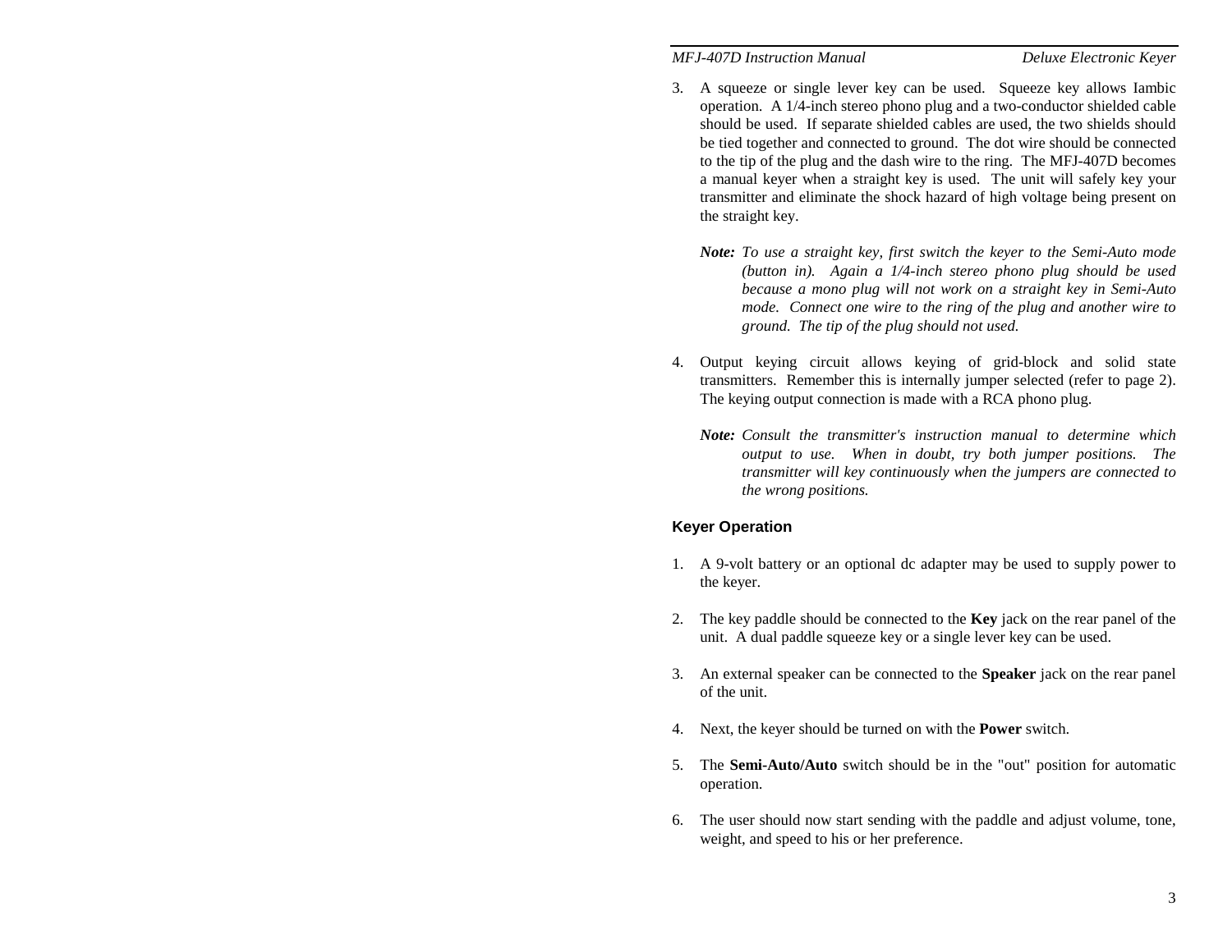3. A squeeze or single lever key can be used. Squeeze key allows Iambic operation. A 1/4-inch stereo phono plug and a two-conductor shielded cable should be used. If separate shielded cables are used, the two shields should be tied together and connected to ground. The dot wire should be connected to the tip of the plug and the dash wire to the ring. The MFJ-407D becomes a manual keyer when a straight key is used. The unit will safely key your transmitter and eliminate the shock hazard of high voltage being present on the straight key.

   ***Note:*** *To use a straight key, first switch the keyer to the Semi-Auto mode (button in). Again a 1/4-inch stereo phono plug should be used because a mono plug will not work on a straight key in Semi-Auto mode. Connect one wire to the ring of the plug and another wire to ground. The tip of the plug should not used.*

4. Output keying circuit allows keying of grid-block and solid state transmitters. Remember this is internally jumper selected (refer to page 2). The keying output connection is made with a RCA phono plug.

   ***Note:*** *Consult the transmitter's instruction manual to determine which output to use. When in doubt, try both jumper positions. The transmitter will key continuously when the jumpers are connected to the wrong positions.*

## Keyer Operation

1. A 9-volt battery or an optional dc adapter may be used to supply power to the keyer.

2. The key paddle should be connected to the **Key** jack on the rear panel of the unit. A dual paddle squeeze key or a single lever key can be used.

3. An external speaker can be connected to the **Speaker** jack on the rear panel of the unit.

4. Next, the keyer should be turned on with the **Power** switch.

5. The **Semi-Auto/Auto** switch should be in the "out" position for automatic operation.

6. The user should now start sending with the paddle and adjust volume, tone, weight, and speed to his or her preference.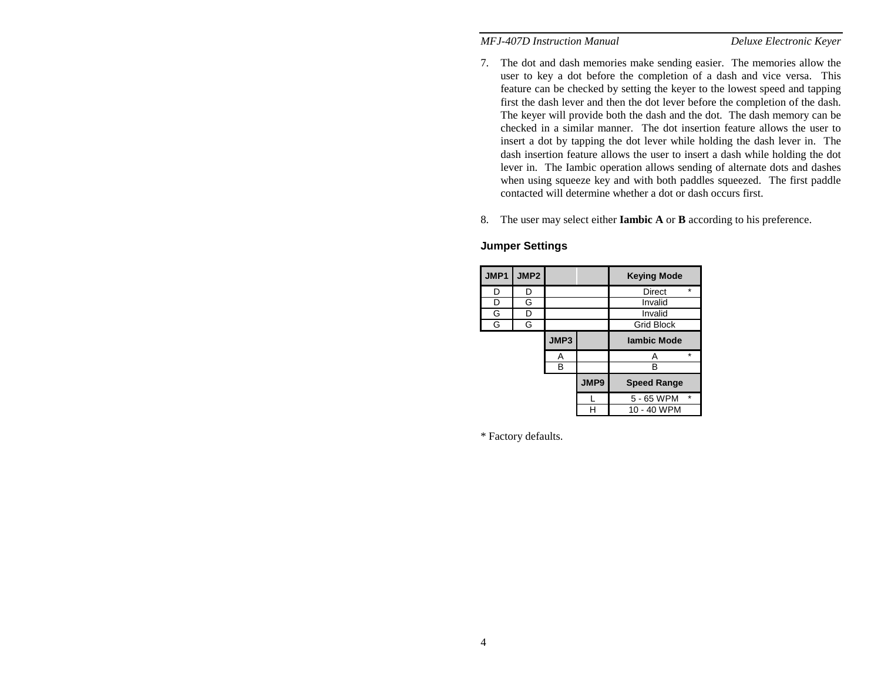7. The dot and dash memories make sending easier. The memories allow the user to key a dot before the completion of a dash and vice versa. This feature can be checked by setting the keyer to the lowest speed and tapping first the dash lever and then the dot lever before the completion of the dash. The keyer will provide both the dash and the dot. The dash memory can be checked in a similar manner. The dot insertion feature allows the user to insert a dot by tapping the dot lever while holding the dash lever in. The dash insertion feature allows the user to insert a dash while holding the dot lever in. The Iambic operation allows sending of alternate dots and dashes when using squeeze key and with both paddles squeezed. The first paddle contacted will determine whether a dot or dash occurs first.

8. The user may select either **Iambic A** or **B** according to his preference.

### Jumper Settings

| JMP1 | JMP2 | | | Keying Mode |
|---|---|---|---|---|
| D | D | | | Direct * |
| D | G | | | Invalid |
| G | D | | | Invalid |
| G | G | | | Grid Block |
| | | JMP3 | | Iambic Mode |
| | | A | | A * |
| | | B | | B |
| | | | JMP9 | Speed Range |
| | | | L | 5 - 65 WPM * |
| | | | H | 10 - 40 WPM |

* Factory defaults.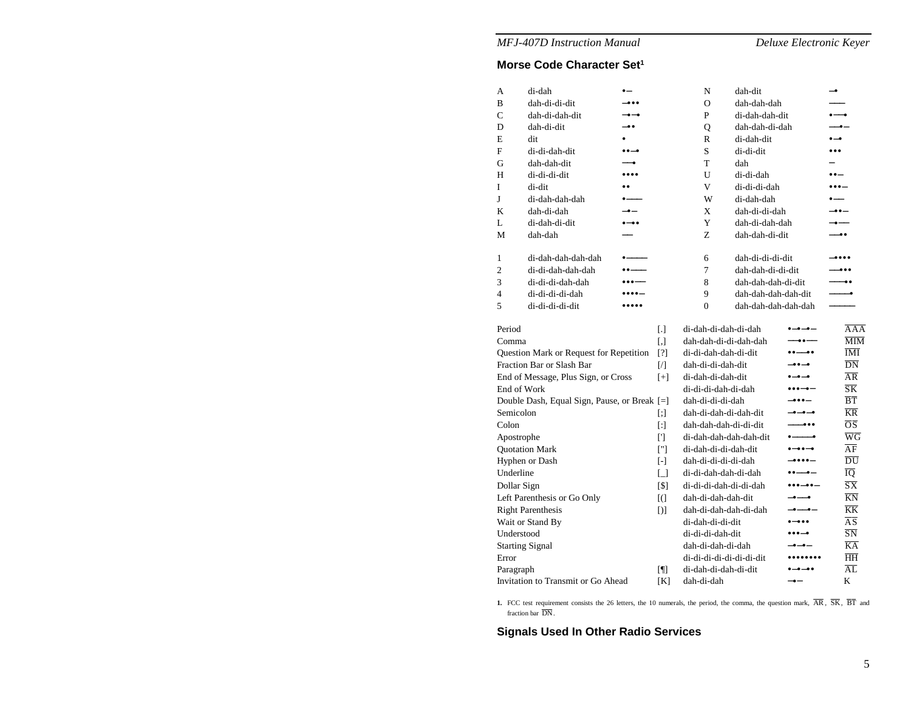## Morse Code Character Set[1]

| | | | | | |
|---|---|---|---|---|---|
| A | di-dah | •– | N | dah-dit | –• |
| B | dah-di-di-dit | –••• | O | dah-dah-dah | ––– |
| C | dah-di-dah-dit | –•–• | P | di-dah-dah-dit | •––• |
| D | dah-di-dit | –•• | Q | dah-dah-di-dah | ––•– |
| E | dit | • | R | di-dah-dit | •–• |
| F | di-di-dah-dit | ••–• | S | di-di-dit | ••• |
| G | dah-dah-dit | ––• | T | dah | – |
| H | di-di-di-dit | •••• | U | di-di-dah | ••– |
| I | di-dit | •• | V | di-di-di-dah | •••– |
| J | di-dah-dah-dah | •––– | W | di-dah-dah | •–– |
| K | dah-di-dah | –•– | X | dah-di-di-dah | –••– |
| L | di-dah-di-dit | •–•• | Y | dah-di-dah-dah | –•–– |
| M | dah-dah | –– | Z | dah-dah-di-dit | ––•• |

| | | | | | |
|---|---|---|---|---|---|
| 1 | di-dah-dah-dah-dah | •–––– | 6 | dah-di-di-di-dit | –•••• |
| 2 | di-di-dah-dah-dah | ••––– | 7 | dah-dah-di-di-dit | ––••• |
| 3 | di-di-di-dah-dah | •••–– | 8 | dah-dah-dah-di-dit | –––•• |
| 4 | di-di-di-di-dah | ••••– | 9 | dah-dah-dah-dah-dit | ––––• |
| 5 | di-di-di-di-dit | ••••• | 0 | dah-dah-dah-dah-dah | ––––– |

| | | | | |
|---|---|---|---|---|
| Period | [.] | di-dah-di-dah-di-dah | •–•–•– | $\overline{AAA}$ |
| Comma | [,] | dah-dah-di-di-dah-dah | ––••–– | $\overline{MIM}$ |
| Question Mark or Request for Repetition | [?] | di-di-dah-dah-di-dit | ••––•• | $\overline{IMI}$ |
| Fraction Bar or Slash Bar | [/] | dah-di-di-dah-dit | –••–• | $\overline{DN}$ |
| End of Message, Plus Sign, or Cross | [+] | di-dah-di-dah-dit | •–•–• | $\overline{AR}$ |
| End of Work | | di-di-di-dah-di-dah | •••–•– | $\overline{SK}$ |
| Double Dash, Equal Sign, Pause, or Break | [=] | dah-di-di-di-dah | –•••– | $\overline{BT}$ |
| Semicolon | [;] | dah-di-dah-di-dah-dit | –•–•–• | $\overline{KR}$ |
| Colon | [:] | dah-dah-dah-di-di-dit | –––••• | $\overline{OS}$ |
| Apostrophe | ['] | di-dah-dah-dah-dah-dit | •––––• | $\overline{WG}$ |
| Quotation Mark | ["] | di-dah-di-di-dah-dit | •–••–• | $\overline{AF}$ |
| Hyphen or Dash | [-] | dah-di-di-di-di-dah | –••••– | $\overline{DU}$ |
| Underline | [_] | di-di-dah-dah-di-dah | ••––•– | $\overline{IQ}$ |
| Dollar Sign | [$] | di-di-di-dah-di-di-dah | •••–••– | $\overline{SX}$ |
| Left Parenthesis or Go Only | [(] | dah-di-dah-dah-dit | –•––• | $\overline{KN}$ |
| Right Parenthesis | [)] | dah-di-dah-dah-di-dah | –•––•– | $\overline{KK}$ |
| Wait or Stand By | | di-dah-di-di-dit | •–••• | $\overline{AS}$ |
| Understood | | di-di-di-dah-dit | •••–• | $\overline{SN}$ |
| Starting Signal | | dah-di-dah-di-dah | –•–•– | $\overline{KA}$ |
| Error | | di-di-di-di-di-di-di-dit | •••••••• | $\overline{HH}$ |
| Paragraph | [¶] | di-dah-di-dah-di-dit | •–•–•• | $\overline{AL}$ |
| Invitation to Transmit or Go Ahead | [K] | dah-di-dah | –•– | K |

1. FCC test requirement consists the 26 letters, the 10 numerals, the period, the comma, the question mark, $\overline{AR}$, $\overline{SK}$, $\overline{BT}$ and fraction bar $\overline{DN}$.

## Signals Used In Other Radio Services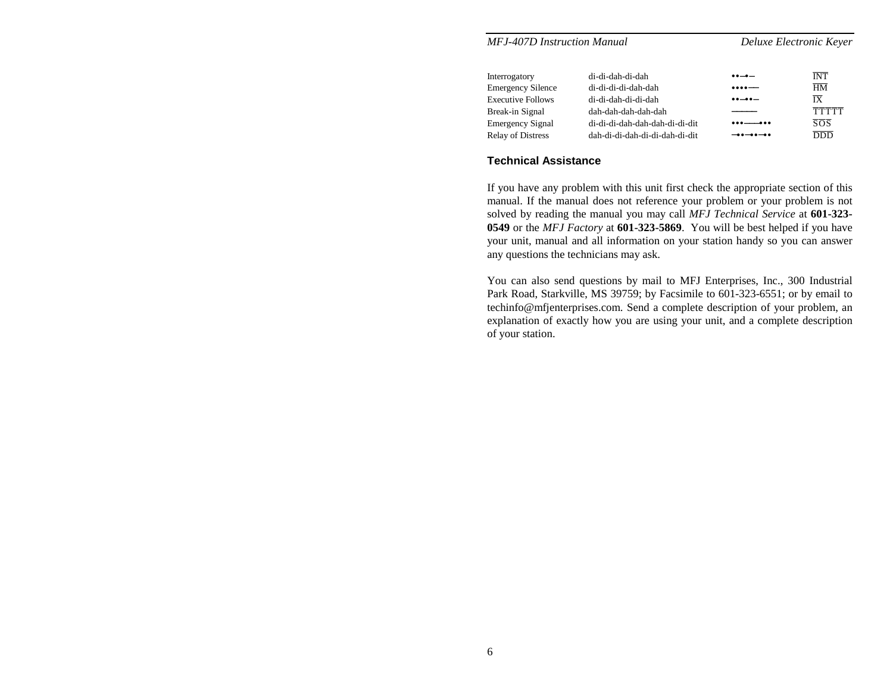| | | | |
|---|---|---|---|
| Interrogatory | di-di-dah-di-dah | ••–•– | $\overline{\text{INT}}$ |
| Emergency Silence | di-di-di-di-dah-dah | ••••–– | $\overline{\text{HM}}$ |
| Executive Follows | di-di-dah-di-di-dah | ••–••– | $\overline{\text{IX}}$ |
| Break-in Signal | dah-dah-dah-dah-dah | ––––– | $\overline{\text{TTTTT}}$ |
| Emergency Signal | di-di-di-dah-dah-dah-di-di-dit | •••–––••• | $\overline{\text{SOS}}$ |
| Relay of Distress | dah-di-di-dah-di-di-dah-di-dit | –••–••–•• | $\overline{\text{DDD}}$ |

### Technical Assistance

If you have any problem with this unit first check the appropriate section of this manual. If the manual does not reference your problem or your problem is not solved by reading the manual you may call *MFJ Technical Service* at **601-323-0549** or the *MFJ Factory* at **601-323-5869**. You will be best helped if you have your unit, manual and all information on your station handy so you can answer any questions the technicians may ask.

You can also send questions by mail to MFJ Enterprises, Inc., 300 Industrial Park Road, Starkville, MS 39759; by Facsimile to 601-323-6551; or by email to techinfo@mfjenterprises.com. Send a complete description of your problem, an explanation of exactly how you are using your unit, and a complete description of your station.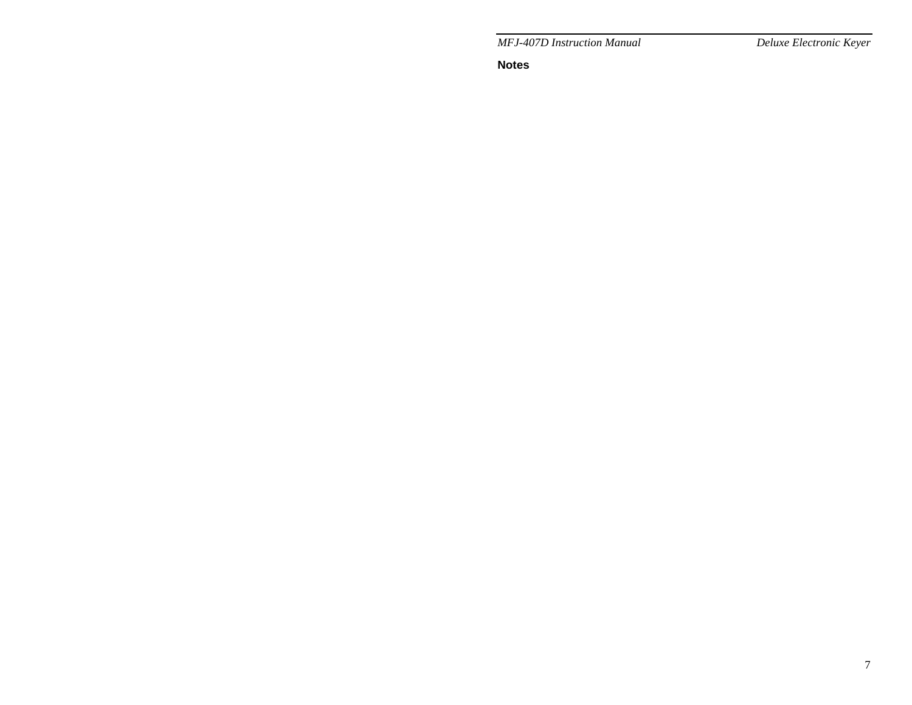**Notes**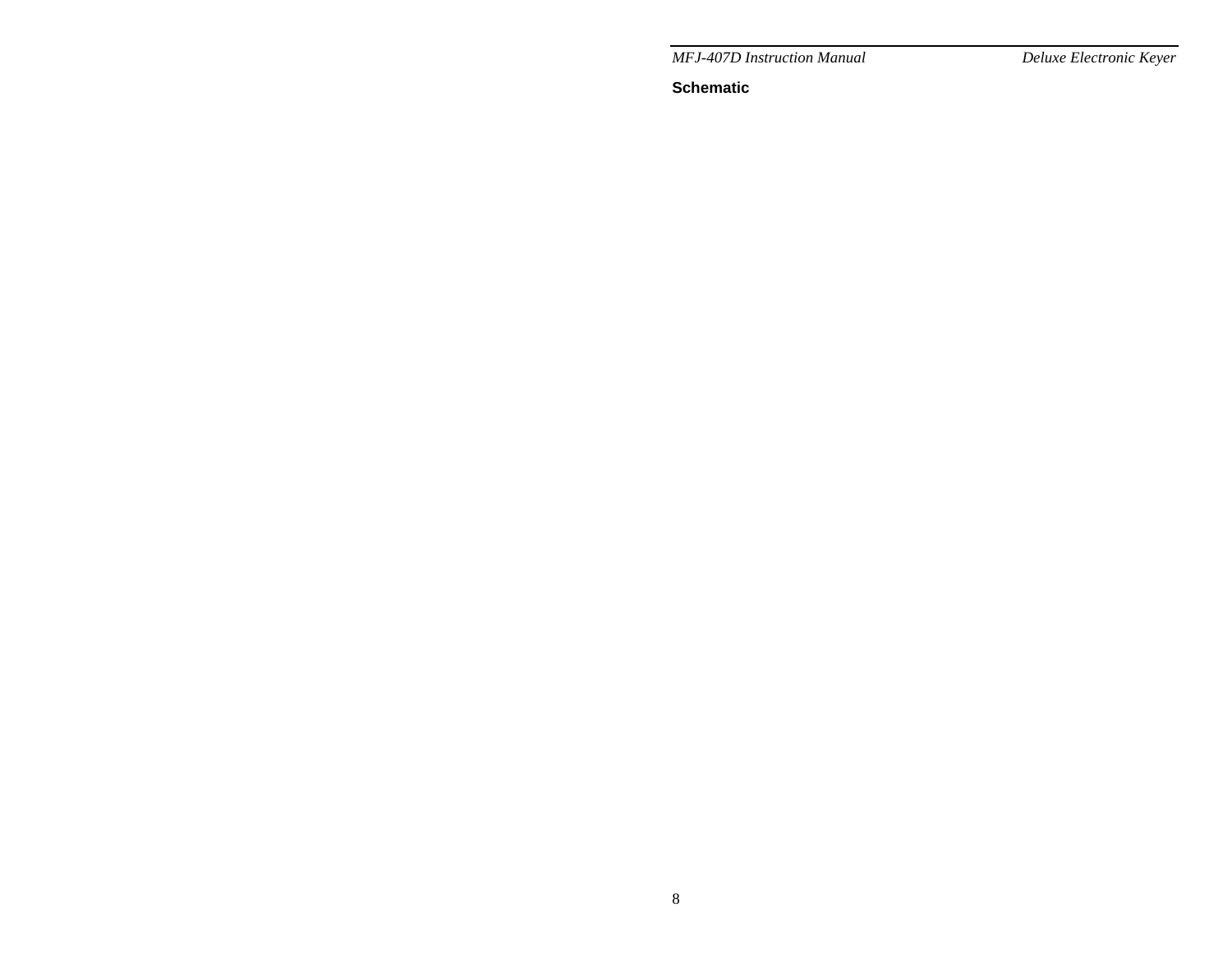## Schematic